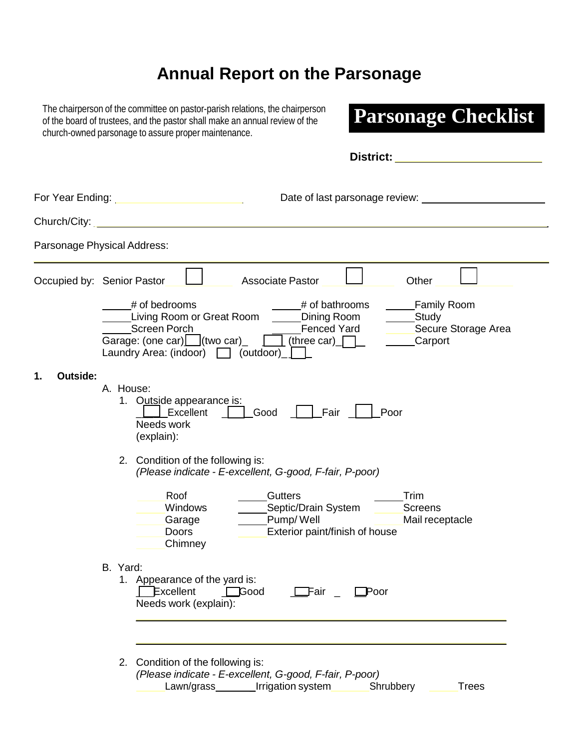# Annual Report on the Parsonage

The chairperson of the committee on pastor-parish relations, the chairperson of the board of trustees, and the pastor shall make an annual review of the church-owned parsonage to assure proper maintenance.

## Parsonage Checklist

**District:** ____________________

For Year Ending: ____________________ Date of last parsonage review: ____________________

Church/City: ________________________________________________________________

Parsonage Physical Address:

________________________________________________________________

Occupied by: Senior Pastor ☐ Associate Pastor ☐ Other ☐

_____# of bedrooms _____# of bathrooms _____Family Room
_____Living Room or Great Room _____Dining Room _____Study
_____Screen Porch _____Fenced Yard _____Secure Storage Area
Garage: (one car) ☐ (two car) ☐ (three car) ☐ _____Carport
Laundry Area: (indoor) ☐ (outdoor) ☐

**1. Outside:**

A. House:

1. Outside appearance is:
   ☐ Excellent ☐ Good ☐ Fair ☐ Poor
   Needs work (explain):

2. Condition of the following is:
   *(Please indicate - E-excellent, G-good, F-fair, P-poor)*

   _____Roof _____Gutters _____Trim
   _____Windows _____Septic/Drain System _____Screens
   _____Garage _____Pump/ Well _____Mail receptacle
   _____Doors _____Exterior paint/finish of house
   _____Chimney

B. Yard:

1. Appearance of the yard is:
   ☐ Excellent ☐ Good ☐ Fair ☐ Poor
   Needs work (explain):

   ________________________________________________________________

   ________________________________________________________________

2. Condition of the following is:
   *(Please indicate - E-excellent, G-good, F-fair, P-poor)*
   _____Lawn/grass _____Irrigation system _____Shrubbery _____Trees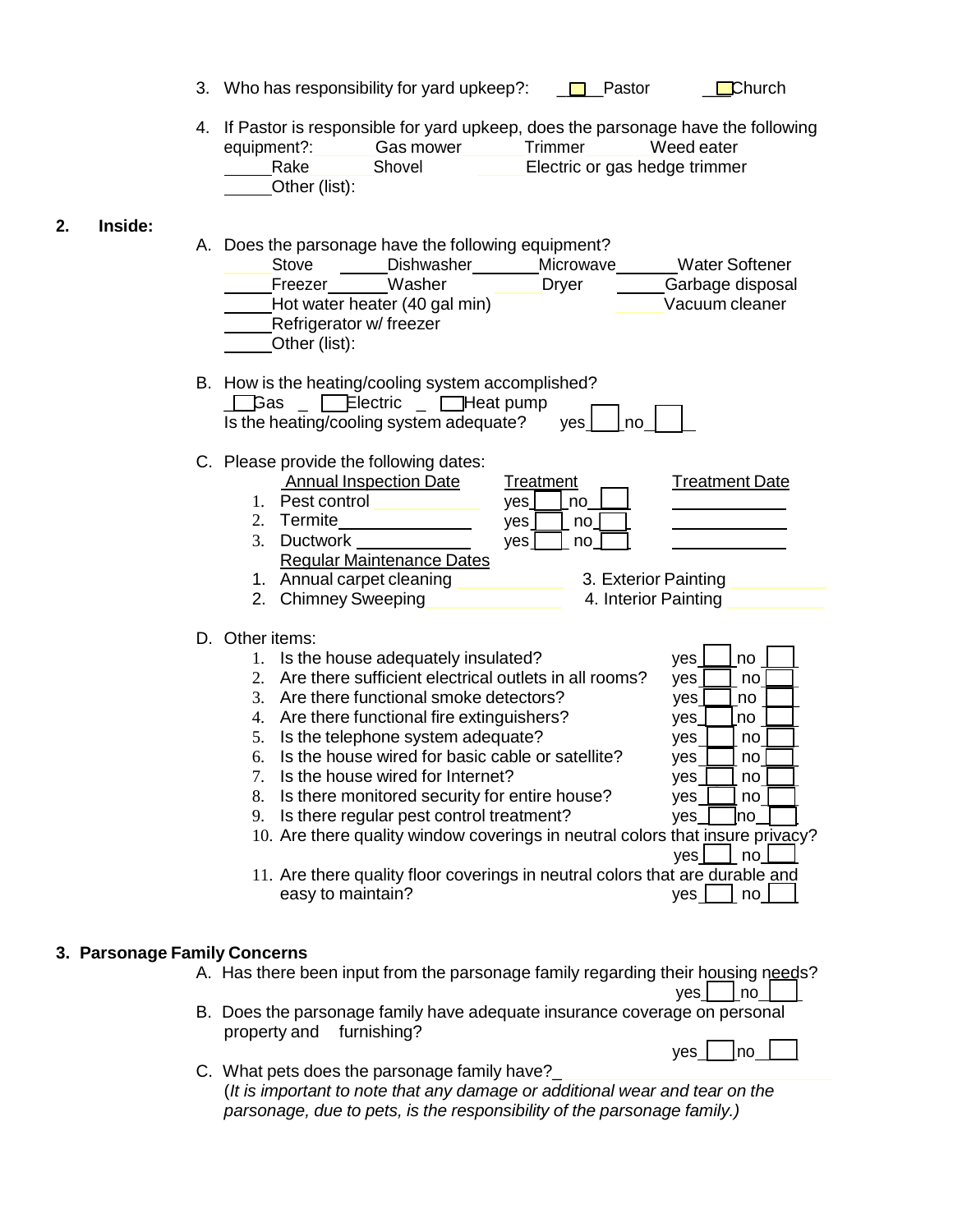3. Who has responsibility for yard upkeep?: ____ Pastor ____ Church

4. If Pastor is responsible for yard upkeep, does the parsonage have the following equipment?: ____ Gas mower ____ Trimmer ____ Weed eater ____ Rake ____ Shovel ____ Electric or gas hedge trimmer ____ Other (list):

**2. Inside:**

A. Does the parsonage have the following equipment?
____ Stove ____ Dishwasher ____ Microwave ____ Water Softener
____ Freezer ____ Washer ____ Dryer ____ Garbage disposal
____ Hot water heater (40 gal min) ____ Vacuum cleaner
____ Refrigerator w/ freezer
____ Other (list):

B. How is the heating/cooling system accomplished?
☐ Gas ☐ Electric ☐ Heat pump
Is the heating/cooling system adequate? yes ☐ no ☐

C. Please provide the following dates:

| | Annual Inspection Date | Treatment | Treatment Date |
|---|---|---|---|
| 1. Pest control | ____ | yes ☐ no ☐ | ____ |
| 2. Termite | ____ | yes ☐ no ☐ | ____ |
| 3. Ductwork | ____ | yes ☐ no ☐ | ____ |

Regular Maintenance Dates

1. Annual carpet cleaning ____ 3. Exterior Painting ____
2. Chimney Sweeping ____ 4. Interior Painting ____

D. Other items:

1. Is the house adequately insulated? yes ☐ no ☐
2. Are there sufficient electrical outlets in all rooms? yes ☐ no ☐
3. Are there functional smoke detectors? yes ☐ no ☐
4. Are there functional fire extinguishers? yes ☐ no ☐
5. Is the telephone system adequate? yes ☐ no ☐
6. Is the house wired for basic cable or satellite? yes ☐ no ☐
7. Is the house wired for Internet? yes ☐ no ☐
8. Is there monitored security for entire house? yes ☐ no ☐
9. Is there regular pest control treatment? yes ☐ no ☐
10. Are there quality window coverings in neutral colors that insure privacy? yes ☐ no ☐
11. Are there quality floor coverings in neutral colors that are durable and easy to maintain? yes ☐ no ☐

**3. Parsonage Family Concerns**

A. Has there been input from the parsonage family regarding their housing needs? yes ☐ no ☐

B. Does the parsonage family have adequate insurance coverage on personal property and furnishing? yes ☐ no ☐

C. What pets does the parsonage family have? ____
(*It is important to note that any damage or additional wear and tear on the parsonage, due to pets, is the responsibility of the parsonage family.)*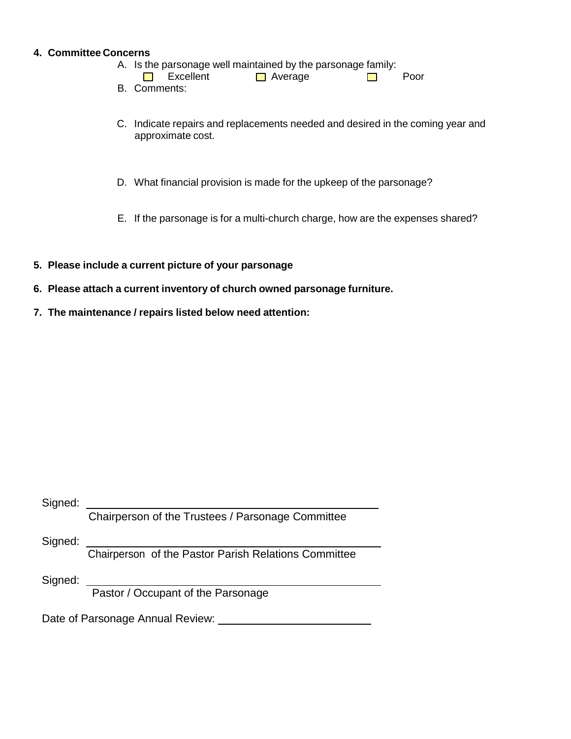4. **Committee Concerns**
   - A. Is the parsonage well maintained by the parsonage family:
     - ☐ Excellent ☐ Average ☐ Poor
   - B. Comments:
   - C. Indicate repairs and replacements needed and desired in the coming year and approximate cost.
   - D. What financial provision is made for the upkeep of the parsonage?
   - E. If the parsonage is for a multi-church charge, how are the expenses shared?

5. **Please include a current picture of your parsonage**

6. **Please attach a current inventory of church owned parsonage furniture.**

7. **The maintenance / repairs listed below need attention:**

Signed: ______________________________________________
Chairperson of the Trustees / Parsonage Committee

Signed: ______________________________________________
Chairperson of the Pastor Parish Relations Committee

Signed: ______________________________________________
Pastor / Occupant of the Parsonage

Date of Parsonage Annual Review: ________________________